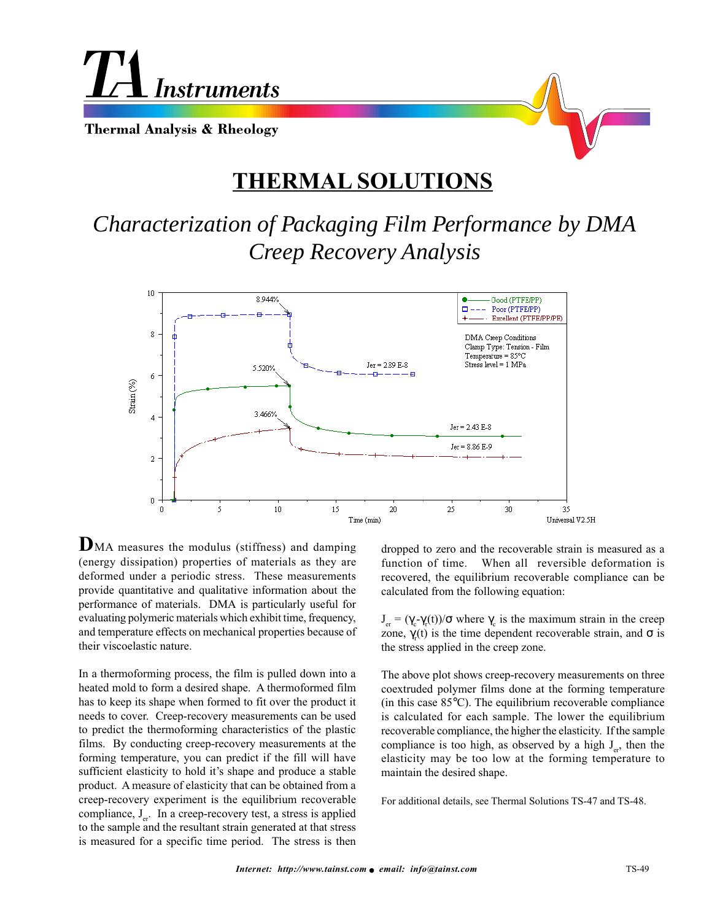# THERMAL SOLUTIONS

## *Characterization of Packaging Film Performance by DMA Creep Recovery Analysis*

DMA measures the modulus (stiffness) and damping (energy dissipation) properties of materials as they are deformed under a periodic stress. These measurements provide quantitative and qualitative information about the performance of materials. DMA is particularly useful for evaluating polymeric materials which exhibit time, frequency, and temperature effects on mechanical properties because of their viscoelastic nature.

In a thermoforming process, the film is pulled down into a heated mold to form a desired shape. A thermoformed film has to keep its shape when formed to fit over the product it needs to cover. Creep-recovery measurements can be used to predict the thermoforming characteristics of the plastic films. By conducting creep-recovery measurements at the forming temperature, you can predict if the fill will have sufficient elasticity to hold it's shape and produce a stable product. A measure of elasticity that can be obtained from a creep-recovery experiment is the equilibrium recoverable compliance, $J_{er}$. In a creep-recovery test, a stress is applied to the sample and the resultant strain generated at that stress is measured for a specific time period. The stress is then dropped to zero and the recoverable strain is measured as a function of time. When all reversible deformation is recovered, the equilibrium recoverable compliance can be calculated from the following equation:

$J_{er} = (\gamma_c - \gamma_r(t))/\sigma$ where $\gamma_c$ is the maximum strain in the creep zone, $\gamma_r(t)$ is the time dependent recoverable strain, and $\sigma$ is the stress applied in the creep zone.

The above plot shows creep-recovery measurements on three coextruded polymer films done at the forming temperature (in this case 85°C). The equilibrium recoverable compliance is calculated for each sample. The lower the equilibrium recoverable compliance, the higher the elasticity. If the sample compliance is too high, as observed by a high $J_{er}$, then the elasticity may be too low at the forming temperature to maintain the desired shape.

For additional details, see Thermal Solutions TS-47 and TS-48.

*Internet: http://www.tainst.com • email: info@tainst.com*

TS-49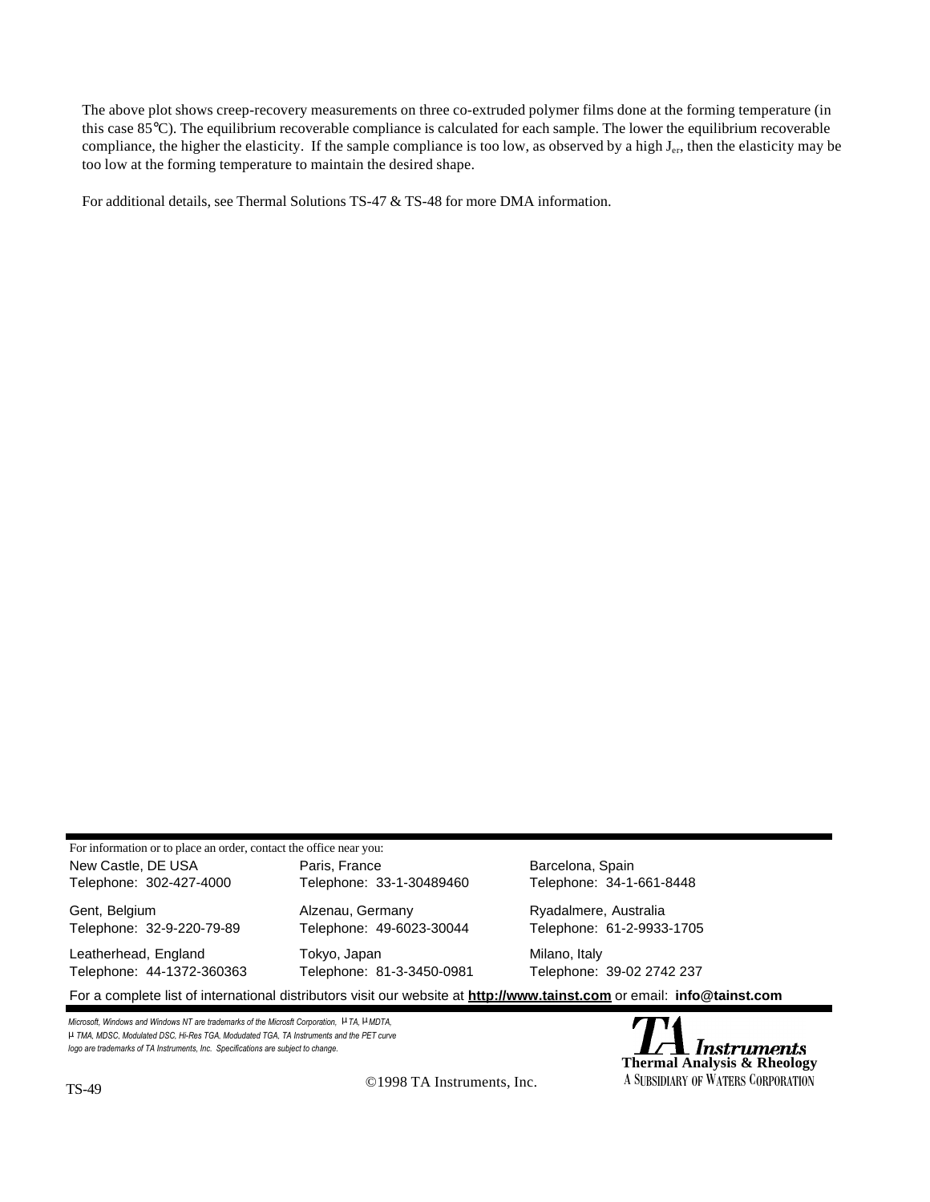The above plot shows creep-recovery measurements on three co-extruded polymer films done at the forming temperature (in this case 85°C). The equilibrium recoverable compliance is calculated for each sample. The lower the equilibrium recoverable compliance, the higher the elasticity. If the sample compliance is too low, as observed by a high $J_{er}$, then the elasticity may be too low at the forming temperature to maintain the desired shape.

For additional details, see Thermal Solutions TS-47 & TS-48 for more DMA information.

For information or to place an order, contact the office near you:

| | | |
|---|---|---|
| New Castle, DE USA<br>Telephone: 302-427-4000 | Paris, France<br>Telephone: 33-1-30489460 | Barcelona, Spain<br>Telephone: 34-1-661-8448 |
| Gent, Belgium<br>Telephone: 32-9-220-79-89 | Alzenau, Germany<br>Telephone: 49-6023-30044 | Ryadalmere, Australia<br>Telephone: 61-2-9933-1705 |
| Leatherhead, England<br>Telephone: 44-1372-360363 | Tokyo, Japan<br>Telephone: 81-3-3450-0981 | Milano, Italy<br>Telephone: 39-02 2742 237 |

For a complete list of international distributors visit our website at **http://www.tainst.com** or email: **info@tainst.com**

*Microsoft, Windows and Windows NT are trademarks of the Microsft Corporation, µTA, µMDTA, µTMA, MDSC, Modulated DSC, Hi-Res TGA, Modudated TGA, TA Instruments and the PET curve logo are trademarks of TA Instruments, Inc. Specifications are subject to change.*

TA Instruments
**Thermal Analysis & Rheology**
A SUBSIDIARY OF WATERS CORPORATION

TS-49

©1998 TA Instruments, Inc.